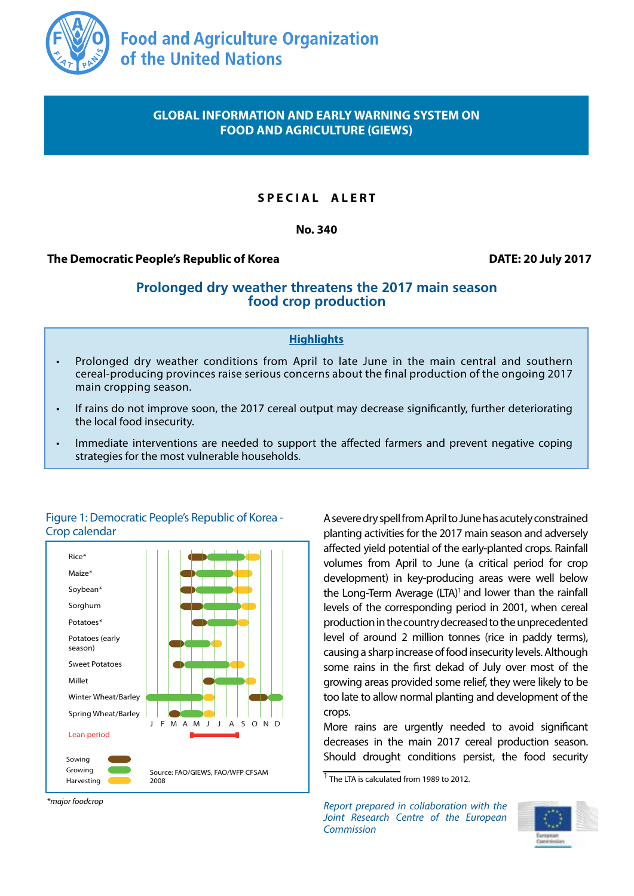# Food and Agriculture Organization of the United Nations

**GLOBAL INFORMATION AND EARLY WARNING SYSTEM ON FOOD AND AGRICULTURE (GIEWS)**

**SPECIAL ALERT**

**No. 340**

**The Democratic People's Republic of Korea** — **DATE: 20 July 2017**

## Prolonged dry weather threatens the 2017 main season food crop production

### Highlights

- Prolonged dry weather conditions from April to late June in the main central and southern cereal-producing provinces raise serious concerns about the final production of the ongoing 2017 main cropping season.
- If rains do not improve soon, the 2017 cereal output may decrease significantly, further deteriorating the local food insecurity.
- Immediate interventions are needed to support the affected farmers and prevent negative coping strategies for the most vulnerable households.

Figure 1: Democratic People's Republic of Korea - Crop calendar

| Crop | J | F | M | A | M | J | J | A | S | O | N | D |
|---|---|---|---|---|---|---|---|---|---|---|---|---|
| Rice* | | | | | | | | | | | | |
| Maize* | | | | | | | | | | | | |
| Soybean* | | | | | | | | | | | | |
| Sorghum | | | | | | | | | | | | |
| Potatoes* | | | | | | | | | | | | |
| Potatoes (early season) | | | | | | | | | | | | |
| Sweet Potatoes | | | | | | | | | | | | |
| Millet | | | | | | | | | | | | |
| Winter Wheat/Barley | | | | | | | | | | | | |
| Spring Wheat/Barley | | | | | | | | | | | | |
| Lean period | | | | | | | | | | | | |

Legend: Sowing, Growing, Harvesting

Source: FAO/GIEWS, FAO/WFP CFSAM 2008

*major foodcrop

A severe dry spell from April to June has acutely constrained planting activities for the 2017 main season and adversely affected yield potential of the early-planted crops. Rainfall volumes from April to June (a critical period for crop development) in key-producing areas were well below the Long-Term Average (LTA)[1] and lower than the rainfall levels of the corresponding period in 2001, when cereal production in the country decreased to the unprecedented level of around 2 million tonnes (rice in paddy terms), causing a sharp increase of food insecurity levels. Although some rains in the first dekad of July over most of the growing areas provided some relief, they were likely to be too late to allow normal planting and development of the crops.

More rains are urgently needed to avoid significant decreases in the main 2017 cereal production season. Should drought conditions persist, the food security

[1] The LTA is calculated from 1989 to 2012.

*Report prepared in collaboration with the Joint Research Centre of the European Commission*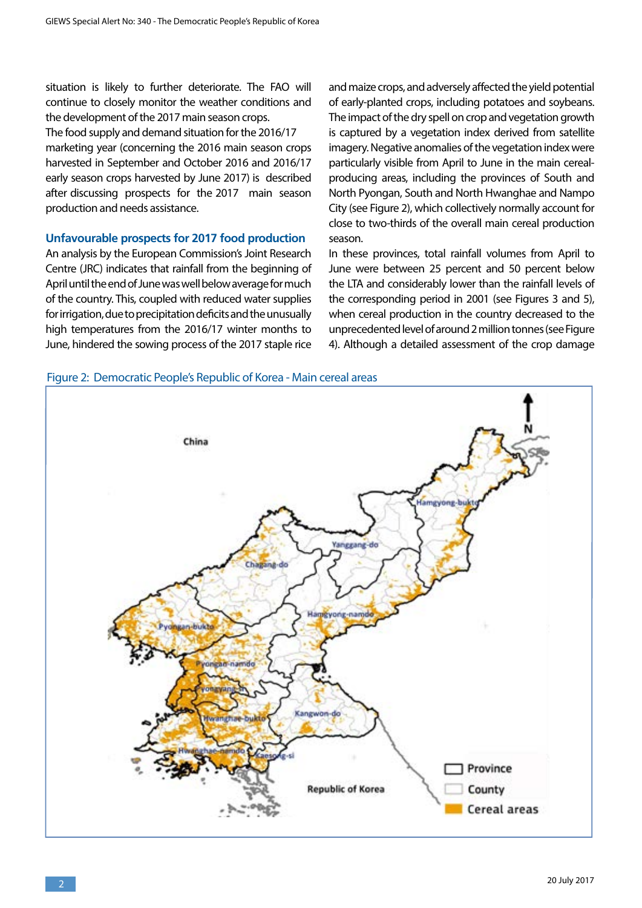situation is likely to further deteriorate. The FAO will continue to closely monitor the weather conditions and the development of the 2017 main season crops.

The food supply and demand situation for the 2016/17 marketing year (concerning the 2016 main season crops harvested in September and October 2016 and 2016/17 early season crops harvested by June 2017) is described after discussing prospects for the 2017 main season production and needs assistance.

## Unfavourable prospects for 2017 food production

An analysis by the European Commission's Joint Research Centre (JRC) indicates that rainfall from the beginning of April until the end of June was well below average for much of the country. This, coupled with reduced water supplies for irrigation, due to precipitation deficits and the unusually high temperatures from the 2016/17 winter months to June, hindered the sowing process of the 2017 staple rice and maize crops, and adversely affected the yield potential of early-planted crops, including potatoes and soybeans. The impact of the dry spell on crop and vegetation growth is captured by a vegetation index derived from satellite imagery. Negative anomalies of the vegetation index were particularly visible from April to June in the main cereal-producing areas, including the provinces of South and North Pyongan, South and North Hwanghae and Nampo City (see Figure 2), which collectively normally account for close to two-thirds of the overall main cereal production season.

In these provinces, total rainfall volumes from April to June were between 25 percent and 50 percent below the LTA and considerably lower than the rainfall levels of the corresponding period in 2001 (see Figures 3 and 5), when cereal production in the country decreased to the unprecedented level of around 2 million tonnes (see Figure 4). Although a detailed assessment of the crop damage

Figure 2: Democratic People's Republic of Korea - Main cereal areas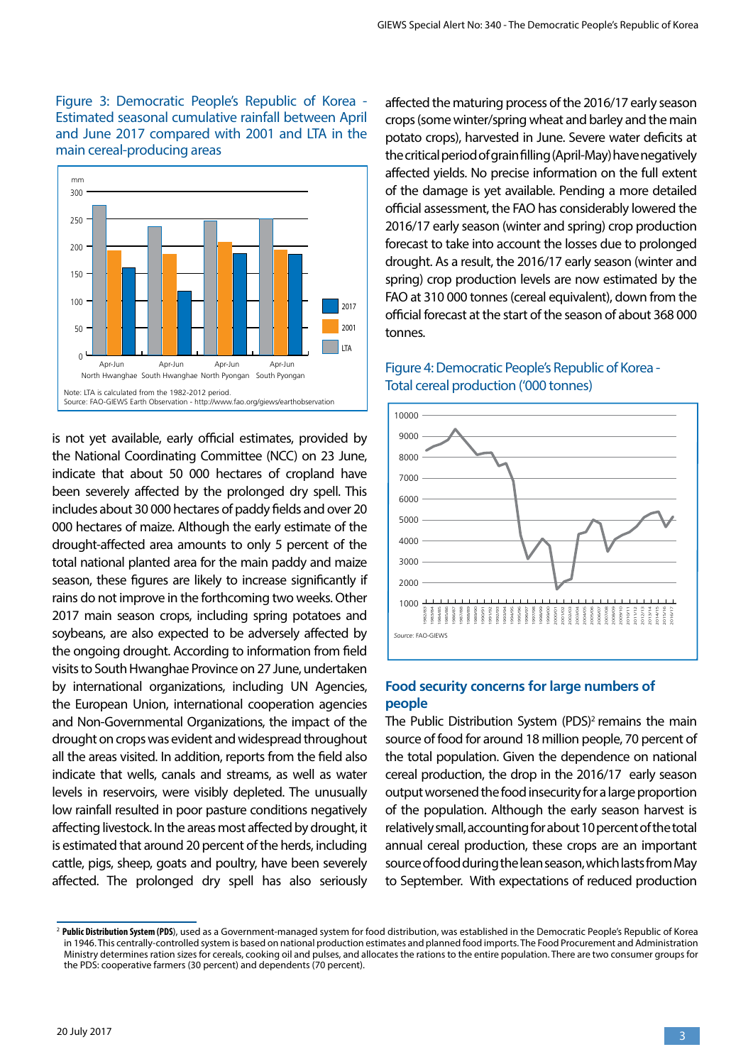Figure 3: Democratic People's Republic of Korea - Estimated seasonal cumulative rainfall between April and June 2017 compared with 2001 and LTA in the main cereal-producing areas

Note: LTA is calculated from the 1982-2012 period.
Source: FAO-GIEWS Earth Observation - http://www.fao.org/giews/earthobservation

is not yet available, early official estimates, provided by the National Coordinating Committee (NCC) on 23 June, indicate that about 50 000 hectares of cropland have been severely affected by the prolonged dry spell. This includes about 30 000 hectares of paddy fields and over 20 000 hectares of maize. Although the early estimate of the drought-affected area amounts to only 5 percent of the total national planted area for the main paddy and maize season, these figures are likely to increase significantly if rains do not improve in the forthcoming two weeks. Other 2017 main season crops, including spring potatoes and soybeans, are also expected to be adversely affected by the ongoing drought. According to information from field visits to South Hwanghae Province on 27 June, undertaken by international organizations, including UN Agencies, the European Union, international cooperation agencies and Non-Governmental Organizations, the impact of the drought on crops was evident and widespread throughout all the areas visited. In addition, reports from the field also indicate that wells, canals and streams, as well as water levels in reservoirs, were visibly depleted. The unusually low rainfall resulted in poor pasture conditions negatively affecting livestock. In the areas most affected by drought, it is estimated that around 20 percent of the herds, including cattle, pigs, sheep, goats and poultry, have been severely affected. The prolonged dry spell has also seriously affected the maturing process of the 2016/17 early season crops (some winter/spring wheat and barley and the main potato crops), harvested in June. Severe water deficits at the critical period of grain filling (April-May) have negatively affected yields. No precise information on the full extent of the damage is yet available. Pending a more detailed official assessment, the FAO has considerably lowered the 2016/17 early season (winter and spring) crop production forecast to take into account the losses due to prolonged drought. As a result, the 2016/17 early season (winter and spring) crop production levels are now estimated by the FAO at 310 000 tonnes (cereal equivalent), down from the official forecast at the start of the season of about 368 000 tonnes.

Figure 4: Democratic People's Republic of Korea - Total cereal production ('000 tonnes)

Source: FAO-GIEWS

## Food security concerns for large numbers of people

The Public Distribution System (PDS)[2] remains the main source of food for around 18 million people, 70 percent of the total population. Given the dependence on national cereal production, the drop in the 2016/17 early season output worsened the food insecurity for a large proportion of the population. Although the early season harvest is relatively small, accounting for about 10 percent of the total annual cereal production, these crops are an important source of food during the lean season, which lasts from May to September. With expectations of reduced production

[2] **Public Distribution System (PDS)**, used as a Government-managed system for food distribution, was established in the Democratic People's Republic of Korea in 1946. This centrally-controlled system is based on national production estimates and planned food imports. The Food Procurement and Administration Ministry determines ration sizes for cereals, cooking oil and pulses, and allocates the rations to the entire population. There are two consumer groups for the PDS: cooperative farmers (30 percent) and dependents (70 percent).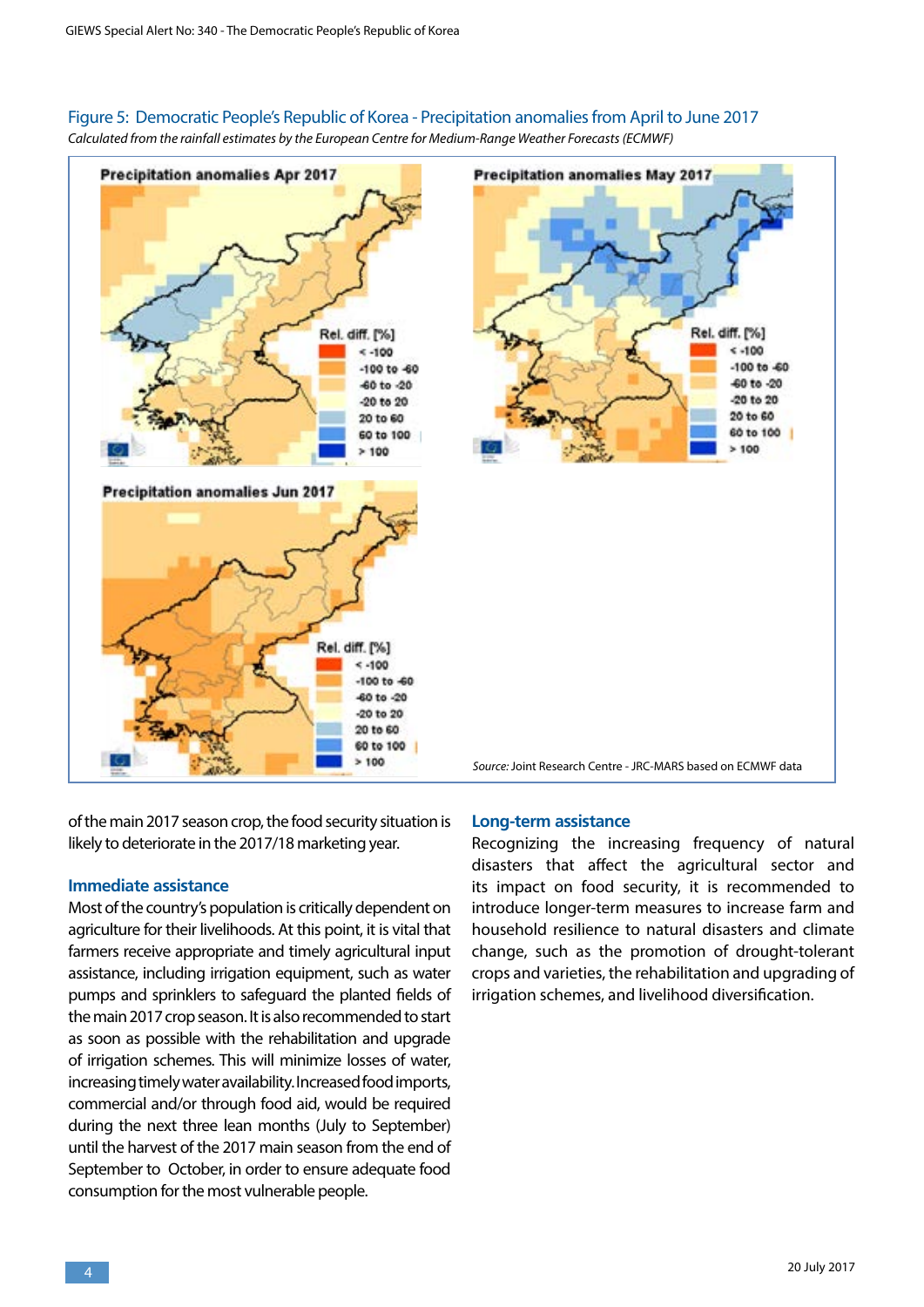Figure 5: Democratic People's Republic of Korea - Precipitation anomalies from April to June 2017

*Calculated from the rainfall estimates by the European Centre for Medium-Range Weather Forecasts (ECMWF)*

*Source:* Joint Research Centre - JRC-MARS based on ECMWF data

of the main 2017 season crop, the food security situation is likely to deteriorate in the 2017/18 marketing year.

### Immediate assistance

Most of the country's population is critically dependent on agriculture for their livelihoods. At this point, it is vital that farmers receive appropriate and timely agricultural input assistance, including irrigation equipment, such as water pumps and sprinklers to safeguard the planted fields of the main 2017 crop season. It is also recommended to start as soon as possible with the rehabilitation and upgrade of irrigation schemes. This will minimize losses of water, increasing timely water availability. Increased food imports, commercial and/or through food aid, would be required during the next three lean months (July to September) until the harvest of the 2017 main season from the end of September to October, in order to ensure adequate food consumption for the most vulnerable people.

### Long-term assistance

Recognizing the increasing frequency of natural disasters that affect the agricultural sector and its impact on food security, it is recommended to introduce longer-term measures to increase farm and household resilience to natural disasters and climate change, such as the promotion of drought-tolerant crops and varieties, the rehabilitation and upgrading of irrigation schemes, and livelihood diversification.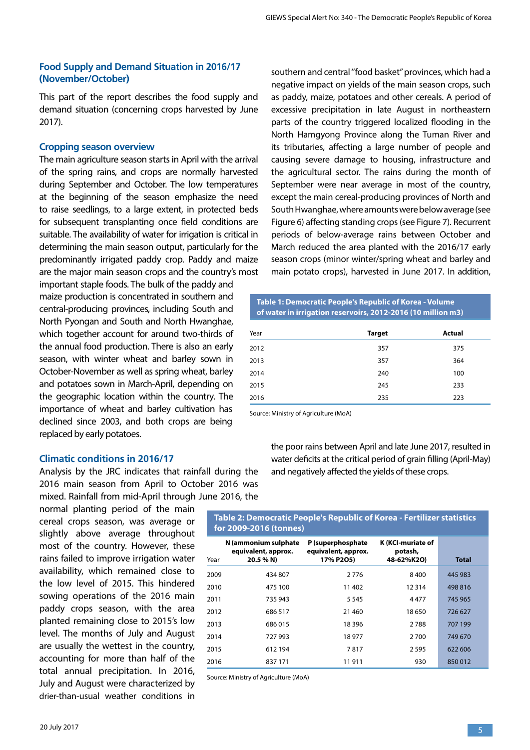## Food Supply and Demand Situation in 2016/17 (November/October)

This part of the report describes the food supply and demand situation (concerning crops harvested by June 2017).

### Cropping season overview

The main agriculture season starts in April with the arrival of the spring rains, and crops are normally harvested during September and October. The low temperatures at the beginning of the season emphasize the need to raise seedlings, to a large extent, in protected beds for subsequent transplanting once field conditions are suitable. The availability of water for irrigation is critical in determining the main season output, particularly for the predominantly irrigated paddy crop. Paddy and maize are the major main season crops and the country's most important staple foods. The bulk of the paddy and maize production is concentrated in southern and central-producing provinces, including South and North Pyongan and South and North Hwanghae, which together account for around two-thirds of the annual food production. There is also an early season, with winter wheat and barley sown in October-November as well as spring wheat, barley and potatoes sown in March-April, depending on the geographic location within the country. The importance of wheat and barley cultivation has declined since 2003, and both crops are being replaced by early potatoes.

### Climatic conditions in 2016/17

Analysis by the JRC indicates that rainfall during the 2016 main season from April to October 2016 was mixed. Rainfall from mid-April through June 2016, the normal planting period of the main cereal crops season, was average or slightly above average throughout most of the country. However, these rains failed to improve irrigation water availability, which remained close to the low level of 2015. This hindered sowing operations of the 2016 main paddy crops season, with the area planted remaining close to 2015's low level. The months of July and August are usually the wettest in the country, accounting for more than half of the total annual precipitation. In 2016, July and August were characterized by drier-than-usual weather conditions in southern and central "food basket" provinces, which had a negative impact on yields of the main season crops, such as paddy, maize, potatoes and other cereals. A period of excessive precipitation in late August in northeastern parts of the country triggered localized flooding in the North Hamgyong Province along the Tuman River and its tributaries, affecting a large number of people and causing severe damage to housing, infrastructure and the agricultural sector. The rains during the month of September were near average in most of the country, except the main cereal-producing provinces of North and South Hwanghae, where amounts were below average (see Figure 6) affecting standing crops (see Figure 7). Recurrent periods of below-average rains between October and March reduced the area planted with the 2016/17 early season crops (minor winter/spring wheat and barley and main potato crops), harvested in June 2017. In addition, the poor rains between April and late June 2017, resulted in water deficits at the critical period of grain filling (April-May) and negatively affected the yields of these crops.

**Table 1: Democratic People's Republic of Korea - Volume of water in irrigation reservoirs, 2012-2016 (10 million m3)**

| Year | Target | Actual |
|---|---|---|
| 2012 | 357 | 375 |
| 2013 | 357 | 364 |
| 2014 | 240 | 100 |
| 2015 | 245 | 233 |
| 2016 | 235 | 223 |

Source: Ministry of Agriculture (MoA)

**Table 2: Democratic People's Republic of Korea - Fertilizer statistics for 2009-2016 (tonnes)**

| Year | N (ammonium sulphate equivalent, approx. 20.5 % N) | P (superphosphate equivalent, approx. 17% P2O5) | K (KCl-muriate of potash, 48-62%K2O) | Total |
|---|---|---|---|---|
| 2009 | 434 807 | 2 776 | 8 400 | 445 983 |
| 2010 | 475 100 | 11 402 | 12 314 | 498 816 |
| 2011 | 735 943 | 5 545 | 4 477 | 745 965 |
| 2012 | 686 517 | 21 460 | 18 650 | 726 627 |
| 2013 | 686 015 | 18 396 | 2 788 | 707 199 |
| 2014 | 727 993 | 18 977 | 2 700 | 749 670 |
| 2015 | 612 194 | 7 817 | 2 595 | 622 606 |
| 2016 | 837 171 | 11 911 | 930 | 850 012 |

Source: Ministry of Agriculture (MoA)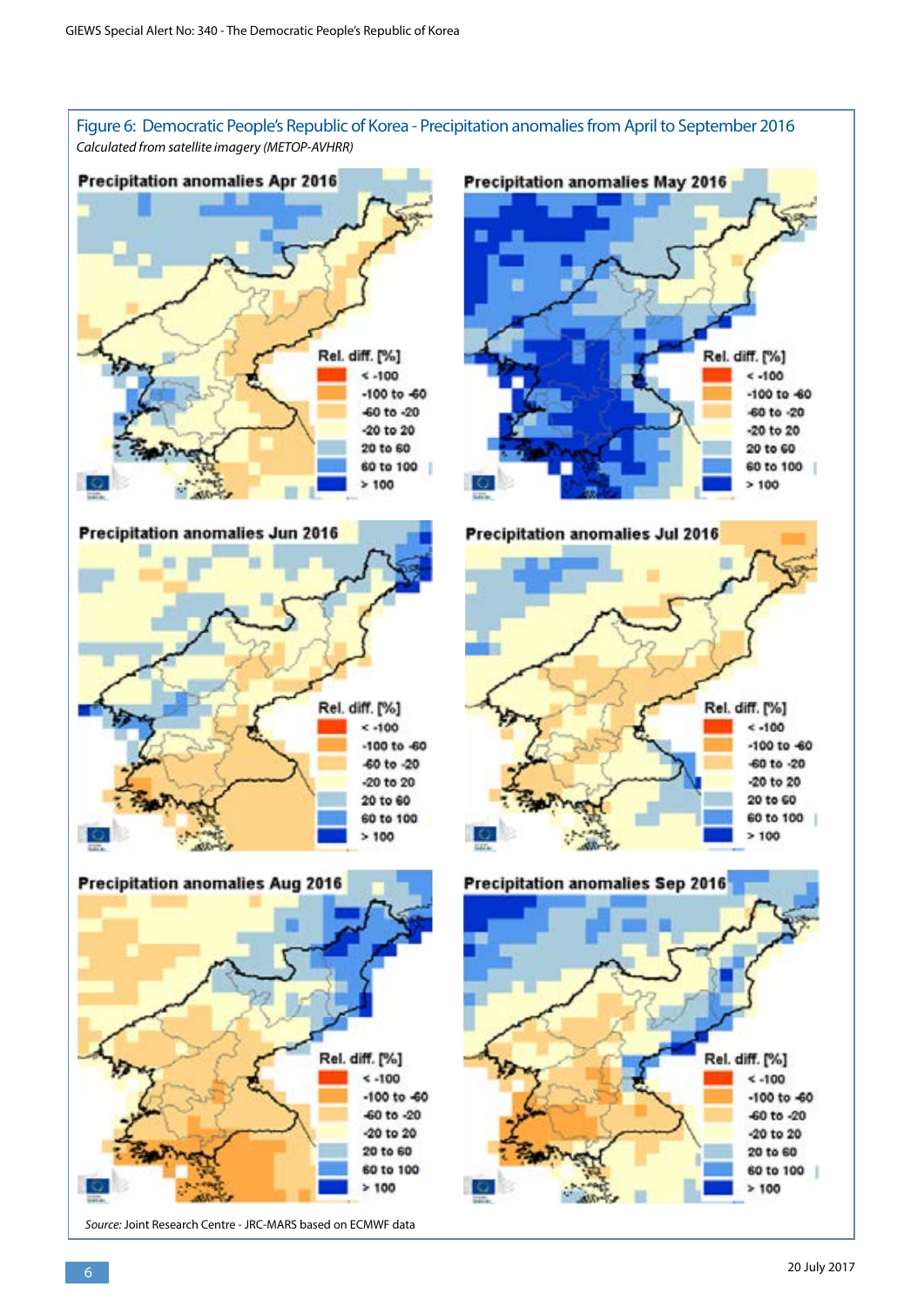Figure 6: Democratic People's Republic of Korea - Precipitation anomalies from April to September 2016

*Calculated from satellite imagery (METOP-AVHRR)*

*Source:* Joint Research Centre - JRC-MARS based on ECMWF data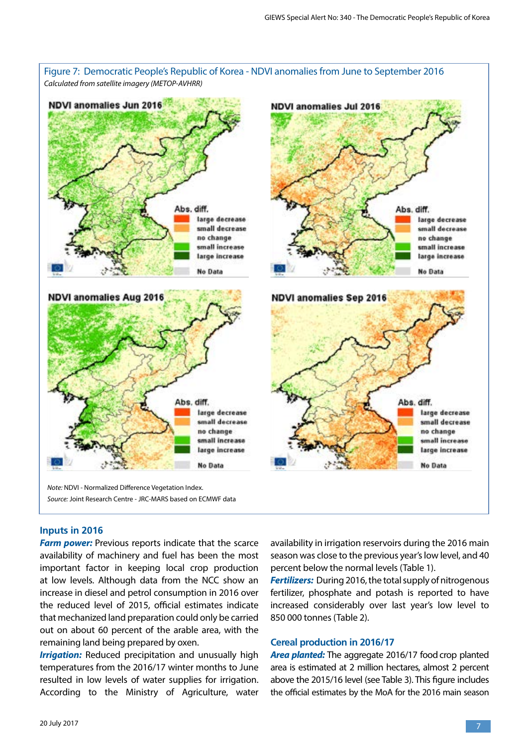Figure 7: Democratic People's Republic of Korea - NDVI anomalies from June to September 2016

*Calculated from satellite imagery (METOP-AVHRR)*

*Note:* NDVI - Normalized Difference Vegetation Index.

*Source:* Joint Research Centre - JRC-MARS based on ECMWF data

## Inputs in 2016

***Farm power:*** Previous reports indicate that the scarce availability of machinery and fuel has been the most important factor in keeping local crop production at low levels. Although data from the NCC show an increase in diesel and petrol consumption in 2016 over the reduced level of 2015, official estimates indicate that mechanized land preparation could only be carried out on about 60 percent of the arable area, with the remaining land being prepared by oxen.

***Irrigation:*** Reduced precipitation and unusually high temperatures from the 2016/17 winter months to June resulted in low levels of water supplies for irrigation. According to the Ministry of Agriculture, water availability in irrigation reservoirs during the 2016 main season was close to the previous year's low level, and 40 percent below the normal levels (Table 1).

***Fertilizers:*** During 2016, the total supply of nitrogenous fertilizer, phosphate and potash is reported to have increased considerably over last year's low level to 850 000 tonnes (Table 2).

## Cereal production in 2016/17

***Area planted:*** The aggregate 2016/17 food crop planted area is estimated at 2 million hectares, almost 2 percent above the 2015/16 level (see Table 3). This figure includes the official estimates by the MoA for the 2016 main season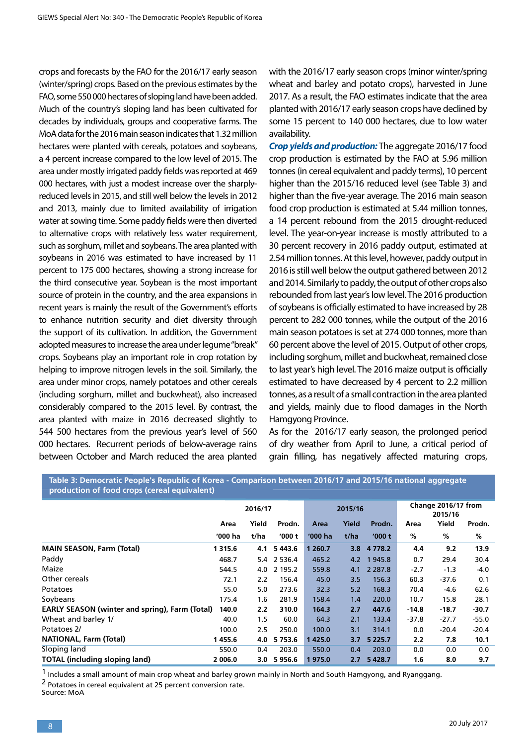crops and forecasts by the FAO for the 2016/17 early season (winter/spring) crops. Based on the previous estimates by the FAO, some 550 000 hectares of sloping land have been added. Much of the country's sloping land has been cultivated for decades by individuals, groups and cooperative farms. The MoA data for the 2016 main season indicates that 1.32 million hectares were planted with cereals, potatoes and soybeans, a 4 percent increase compared to the low level of 2015. The area under mostly irrigated paddy fields was reported at 469 000 hectares, with just a modest increase over the sharply-reduced levels in 2015, and still well below the levels in 2012 and 2013, mainly due to limited availability of irrigation water at sowing time. Some paddy fields were then diverted to alternative crops with relatively less water requirement, such as sorghum, millet and soybeans. The area planted with soybeans in 2016 was estimated to have increased by 11 percent to 175 000 hectares, showing a strong increase for the third consecutive year. Soybean is the most important source of protein in the country, and the area expansions in recent years is mainly the result of the Government's efforts to enhance nutrition security and diet diversity through the support of its cultivation. In addition, the Government adopted measures to increase the area under legume "break" crops. Soybeans play an important role in crop rotation by helping to improve nitrogen levels in the soil. Similarly, the area under minor crops, namely potatoes and other cereals (including sorghum, millet and buckwheat), also increased considerably compared to the 2015 level. By contrast, the area planted with maize in 2016 decreased slightly to 544 500 hectares from the previous year's level of 560 000 hectares. Recurrent periods of below-average rains between October and March reduced the area planted with the 2016/17 early season crops (minor winter/spring wheat and barley and potato crops), harvested in June 2017. As a result, the FAO estimates indicate that the area planted with 2016/17 early season crops have declined by some 15 percent to 140 000 hectares, due to low water availability.

***Crop yields and production:*** The aggregate 2016/17 food crop production is estimated by the FAO at 5.96 million tonnes (in cereal equivalent and paddy terms), 10 percent higher than the 2015/16 reduced level (see Table 3) and higher than the five-year average. The 2016 main season food crop production is estimated at 5.44 million tonnes, a 14 percent rebound from the 2015 drought-reduced level. The year-on-year increase is mostly attributed to a 30 percent recovery in 2016 paddy output, estimated at 2.54 million tonnes. At this level, however, paddy output in 2016 is still well below the output gathered between 2012 and 2014. Similarly to paddy, the output of other crops also rebounded from last year's low level. The 2016 production of soybeans is officially estimated to have increased by 28 percent to 282 000 tonnes, while the output of the 2016 main season potatoes is set at 274 000 tonnes, more than 60 percent above the level of 2015. Output of other crops, including sorghum, millet and buckwheat, remained close to last year's high level. The 2016 maize output is officially estimated to have decreased by 4 percent to 2.2 million tonnes, as a result of a small contraction in the area planted and yields, mainly due to flood damages in the North Hamgyong Province.

As for the 2016/17 early season, the prolonged period of dry weather from April to June, a critical period of grain filling, has negatively affected maturing crops,

**Table 3: Democratic People's Republic of Korea - Comparison between 2016/17 and 2015/16 national aggregate production of food crops (cereal equivalent)**

| | 2016/17 | | | 2015/16 | | | Change 2016/17 from 2015/16 | | |
|---|---|---|---|---|---|---|---|---|---|
| | Area | Yield | Prodn. | Area | Yield | Prodn. | Area | Yield | Prodn. |
| | '000 ha | t/ha | '000 t | '000 ha | t/ha | '000 t | % | % | % |
| **MAIN SEASON, Farm (Total)** | **1 315.6** | **4.1** | **5 443.6** | **1 260.7** | **3.8** | **4 778.2** | **4.4** | **9.2** | **13.9** |
| Paddy | 468.7 | 5.4 | 2 536.4 | 465.2 | 4.2 | 1 945.8 | 0.7 | 29.4 | 30.4 |
| Maize | 544.5 | 4.0 | 2 195.2 | 559.8 | 4.1 | 2 287.8 | -2.7 | -1.3 | -4.0 |
| Other cereals | 72.1 | 2.2 | 156.4 | 45.0 | 3.5 | 156.3 | 60.3 | -37.6 | 0.1 |
| Potatoes | 55.0 | 5.0 | 273.6 | 32.3 | 5.2 | 168.3 | 70.4 | -4.6 | 62.6 |
| Soybeans | 175.4 | 1.6 | 281.9 | 158.4 | 1.4 | 220.0 | 10.7 | 15.8 | 28.1 |
| **EARLY SEASON (winter and spring), Farm (Total)** | **140.0** | **2.2** | **310.0** | **164.3** | **2.7** | **447.6** | **-14.8** | **-18.7** | **-30.7** |
| Wheat and barley 1/ | 40.0 | 1.5 | 60.0 | 64.3 | 2.1 | 133.4 | -37.8 | -27.7 | -55.0 |
| Potatoes 2/ | 100.0 | 2.5 | 250.0 | 100.0 | 3.1 | 314.1 | 0.0 | -20.4 | -20.4 |
| **NATIONAL, Farm (Total)** | **1 455.6** | **4.0** | **5 753.6** | **1 425.0** | **3.7** | **5 225.7** | **2.2** | **7.8** | **10.1** |
| Sloping land | 550.0 | 0.4 | 203.0 | 550.0 | 0.4 | 203.0 | 0.0 | 0.0 | 0.0 |
| **TOTAL (including sloping land)** | **2 006.0** | **3.0** | **5 956.6** | **1 975.0** | **2.7** | **5 428.7** | **1.6** | **8.0** | **9.7** |

[1] Includes a small amount of main crop wheat and barley grown mainly in North and South Hamgyong, and Ryanggang.
[2] Potatoes in cereal equivalent at 25 percent conversion rate.
Source: MoA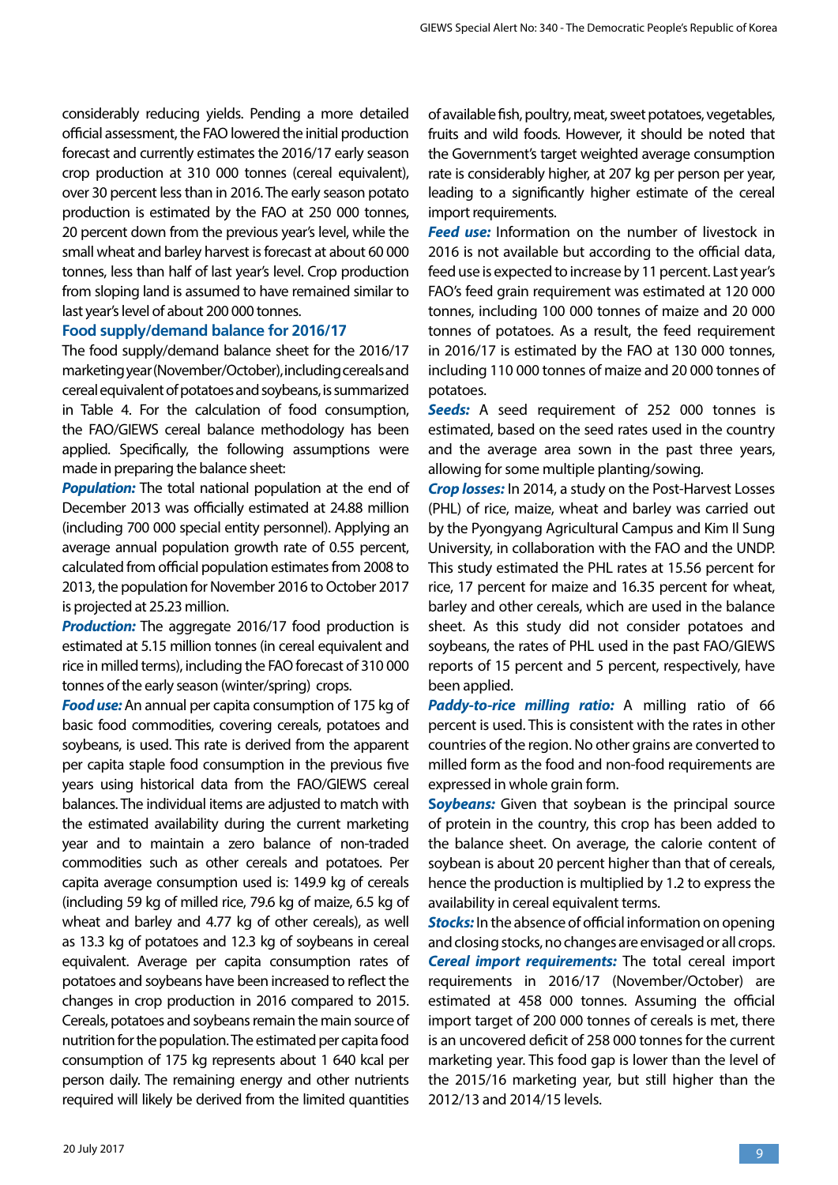considerably reducing yields. Pending a more detailed official assessment, the FAO lowered the initial production forecast and currently estimates the 2016/17 early season crop production at 310 000 tonnes (cereal equivalent), over 30 percent less than in 2016. The early season potato production is estimated by the FAO at 250 000 tonnes, 20 percent down from the previous year's level, while the small wheat and barley harvest is forecast at about 60 000 tonnes, less than half of last year's level. Crop production from sloping land is assumed to have remained similar to last year's level of about 200 000 tonnes.

### Food supply/demand balance for 2016/17

The food supply/demand balance sheet for the 2016/17 marketing year (November/October), including cereals and cereal equivalent of potatoes and soybeans, is summarized in Table 4. For the calculation of food consumption, the FAO/GIEWS cereal balance methodology has been applied. Specifically, the following assumptions were made in preparing the balance sheet:

***Population:*** The total national population at the end of December 2013 was officially estimated at 24.88 million (including 700 000 special entity personnel). Applying an average annual population growth rate of 0.55 percent, calculated from official population estimates from 2008 to 2013, the population for November 2016 to October 2017 is projected at 25.23 million.

***Production:*** The aggregate 2016/17 food production is estimated at 5.15 million tonnes (in cereal equivalent and rice in milled terms), including the FAO forecast of 310 000 tonnes of the early season (winter/spring) crops.

***Food use:*** An annual per capita consumption of 175 kg of basic food commodities, covering cereals, potatoes and soybeans, is used. This rate is derived from the apparent per capita staple food consumption in the previous five years using historical data from the FAO/GIEWS cereal balances. The individual items are adjusted to match with the estimated availability during the current marketing year and to maintain a zero balance of non-traded commodities such as other cereals and potatoes. Per capita average consumption used is: 149.9 kg of cereals (including 59 kg of milled rice, 79.6 kg of maize, 6.5 kg of wheat and barley and 4.77 kg of other cereals), as well as 13.3 kg of potatoes and 12.3 kg of soybeans in cereal equivalent. Average per capita consumption rates of potatoes and soybeans have been increased to reflect the changes in crop production in 2016 compared to 2015. Cereals, potatoes and soybeans remain the main source of nutrition for the population. The estimated per capita food consumption of 175 kg represents about 1 640 kcal per person daily. The remaining energy and other nutrients required will likely be derived from the limited quantities of available fish, poultry, meat, sweet potatoes, vegetables, fruits and wild foods. However, it should be noted that the Government's target weighted average consumption rate is considerably higher, at 207 kg per person per year, leading to a significantly higher estimate of the cereal import requirements.

***Feed use:*** Information on the number of livestock in 2016 is not available but according to the official data, feed use is expected to increase by 11 percent. Last year's FAO's feed grain requirement was estimated at 120 000 tonnes, including 100 000 tonnes of maize and 20 000 tonnes of potatoes. As a result, the feed requirement in 2016/17 is estimated by the FAO at 130 000 tonnes, including 110 000 tonnes of maize and 20 000 tonnes of potatoes.

***Seeds:*** A seed requirement of 252 000 tonnes is estimated, based on the seed rates used in the country and the average area sown in the past three years, allowing for some multiple planting/sowing.

***Crop losses:*** In 2014, a study on the Post-Harvest Losses (PHL) of rice, maize, wheat and barley was carried out by the Pyongyang Agricultural Campus and Kim Il Sung University, in collaboration with the FAO and the UNDP. This study estimated the PHL rates at 15.56 percent for rice, 17 percent for maize and 16.35 percent for wheat, barley and other cereals, which are used in the balance sheet. As this study did not consider potatoes and soybeans, the rates of PHL used in the past FAO/GIEWS reports of 15 percent and 5 percent, respectively, have been applied.

***Paddy-to-rice milling ratio:*** A milling ratio of 66 percent is used. This is consistent with the rates in other countries of the region. No other grains are converted to milled form as the food and non-food requirements are expressed in whole grain form.

***Soybeans:*** Given that soybean is the principal source of protein in the country, this crop has been added to the balance sheet. On average, the calorie content of soybean is about 20 percent higher than that of cereals, hence the production is multiplied by 1.2 to express the availability in cereal equivalent terms.

***Stocks:*** In the absence of official information on opening and closing stocks, no changes are envisaged or all crops.

***Cereal import requirements:*** The total cereal import requirements in 2016/17 (November/October) are estimated at 458 000 tonnes. Assuming the official import target of 200 000 tonnes of cereals is met, there is an uncovered deficit of 258 000 tonnes for the current marketing year. This food gap is lower than the level of the 2015/16 marketing year, but still higher than the 2012/13 and 2014/15 levels.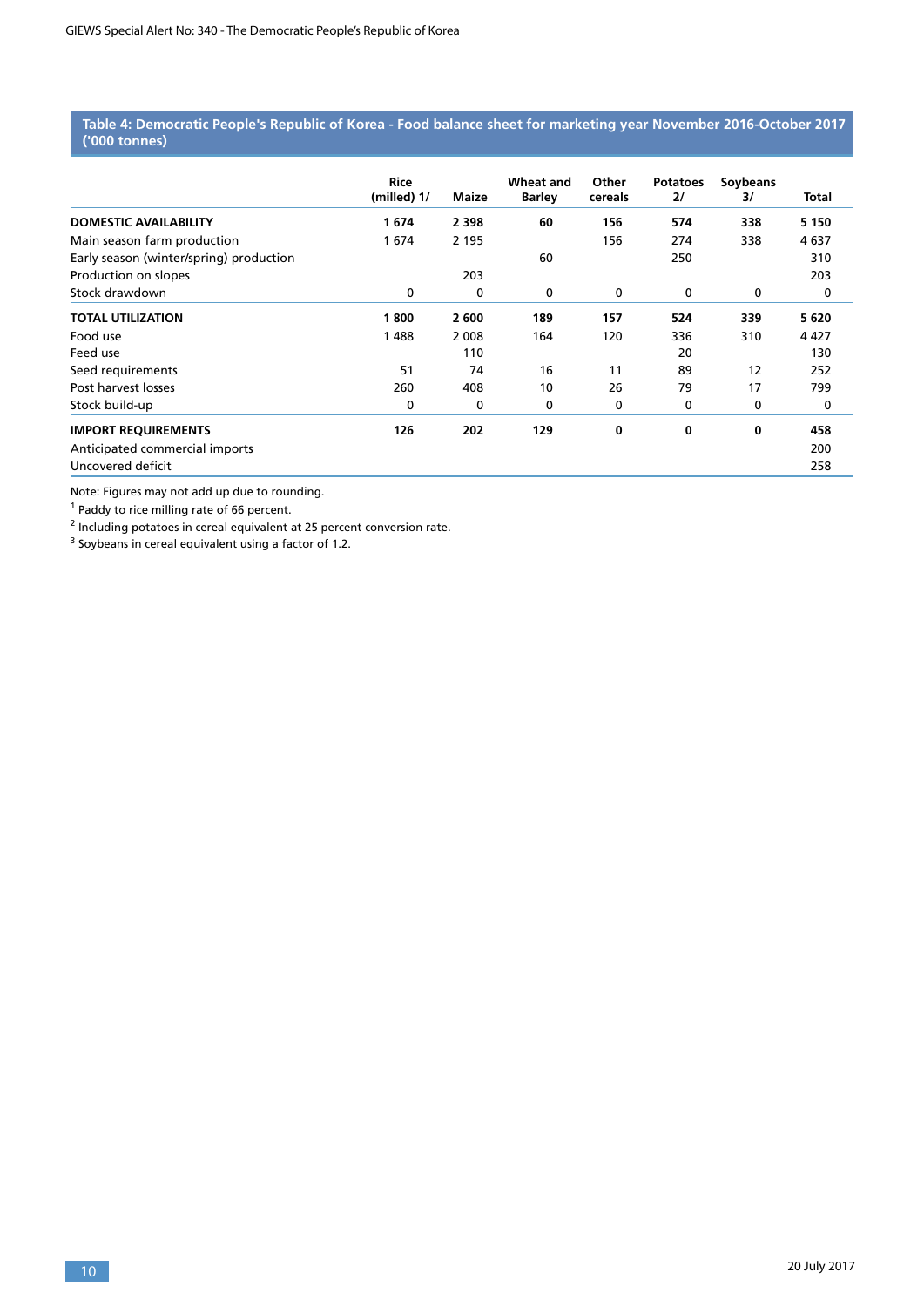**Table 4: Democratic People's Republic of Korea - Food balance sheet for marketing year November 2016-October 2017 ('000 tonnes)**

| | Rice (milled) 1/ | Maize | Wheat and Barley | Other cereals | Potatoes 2/ | Soybeans 3/ | Total |
|---|---|---|---|---|---|---|---|
| **DOMESTIC AVAILABILITY** | **1 674** | **2 398** | **60** | **156** | **574** | **338** | **5 150** |
| Main season farm production | 1 674 | 2 195 | | 156 | 274 | 338 | 4 637 |
| Early season (winter/spring) production | | | 60 | | 250 | | 310 |
| Production on slopes | | 203 | | | | | 203 |
| Stock drawdown | 0 | 0 | 0 | 0 | 0 | 0 | 0 |
| **TOTAL UTILIZATION** | **1 800** | **2 600** | **189** | **157** | **524** | **339** | **5 620** |
| Food use | 1 488 | 2 008 | 164 | 120 | 336 | 310 | 4 427 |
| Feed use | | 110 | | | 20 | | 130 |
| Seed requirements | 51 | 74 | 16 | 11 | 89 | 12 | 252 |
| Post harvest losses | 260 | 408 | 10 | 26 | 79 | 17 | 799 |
| Stock build-up | 0 | 0 | 0 | 0 | 0 | 0 | 0 |
| **IMPORT REQUIREMENTS** | **126** | **202** | **129** | **0** | **0** | **0** | **458** |
| Anticipated commercial imports | | | | | | | 200 |
| Uncovered deficit | | | | | | | 258 |

Note: Figures may not add up due to rounding.

[1] Paddy to rice milling rate of 66 percent.

[2] Including potatoes in cereal equivalent at 25 percent conversion rate.

[3] Soybeans in cereal equivalent using a factor of 1.2.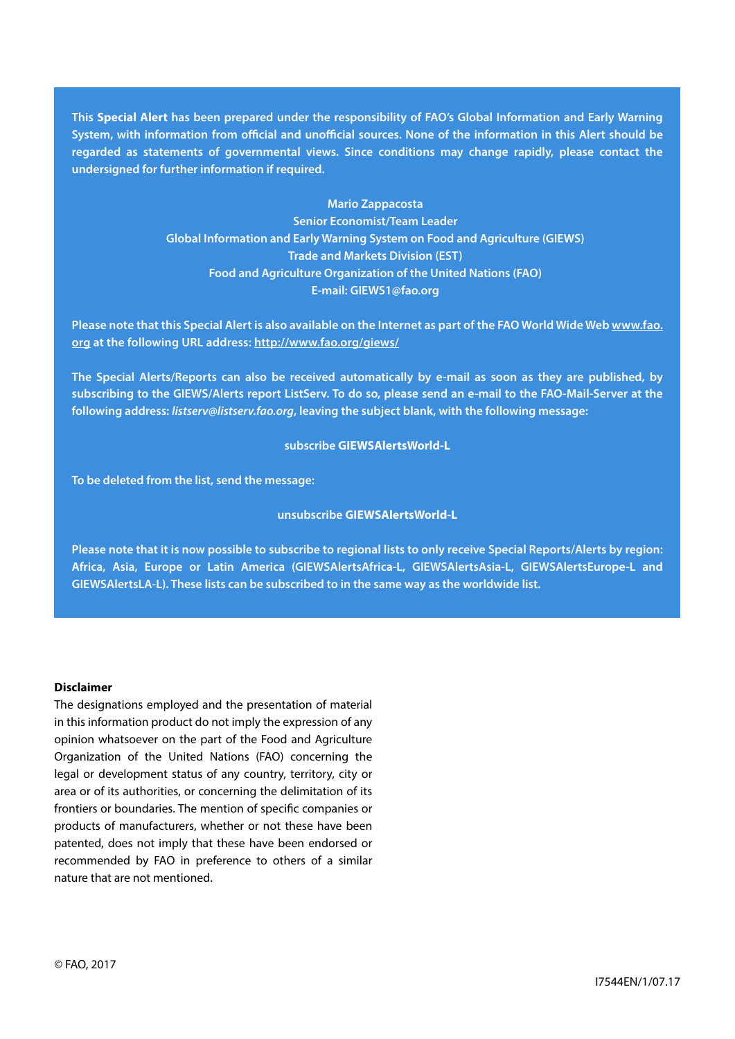This **Special Alert** has been prepared under the responsibility of FAO's Global Information and Early Warning System, with information from official and unofficial sources. None of the information in this Alert should be regarded as statements of governmental views. Since conditions may change rapidly, please contact the undersigned for further information if required.

Mario Zappacosta  
Senior Economist/Team Leader  
Global Information and Early Warning System on Food and Agriculture (GIEWS)  
Trade and Markets Division (EST)  
Food and Agriculture Organization of the United Nations (FAO)  
E-mail: GIEWS1@fao.org

Please note that this Special Alert is also available on the Internet as part of the FAO World Wide Web www.fao.org at the following URL address: http://www.fao.org/giews/

The Special Alerts/Reports can also be received automatically by e-mail as soon as they are published, by subscribing to the GIEWS/Alerts report ListServ. To do so, please send an e-mail to the FAO-Mail-Server at the following address: *listserv@listserv.fao.org*, leaving the subject blank, with the following message:

subscribe **GIEWSAlertsWorld-L**

To be deleted from the list, send the message:

unsubscribe **GIEWSAlertsWorld-L**

Please note that it is now possible to subscribe to regional lists to only receive Special Reports/Alerts by region: Africa, Asia, Europe or Latin America (GIEWSAlertsAfrica-L, GIEWSAlertsAsia-L, GIEWSAlertsEurope-L and GIEWSAlertsLA-L). These lists can be subscribed to in the same way as the worldwide list.

**Disclaimer**

The designations employed and the presentation of material in this information product do not imply the expression of any opinion whatsoever on the part of the Food and Agriculture Organization of the United Nations (FAO) concerning the legal or development status of any country, territory, city or area or of its authorities, or concerning the delimitation of its frontiers or boundaries. The mention of specific companies or products of manufacturers, whether or not these have been patented, does not imply that these have been endorsed or recommended by FAO in preference to others of a similar nature that are not mentioned.

© FAO, 2017

I7544EN/1/07.17